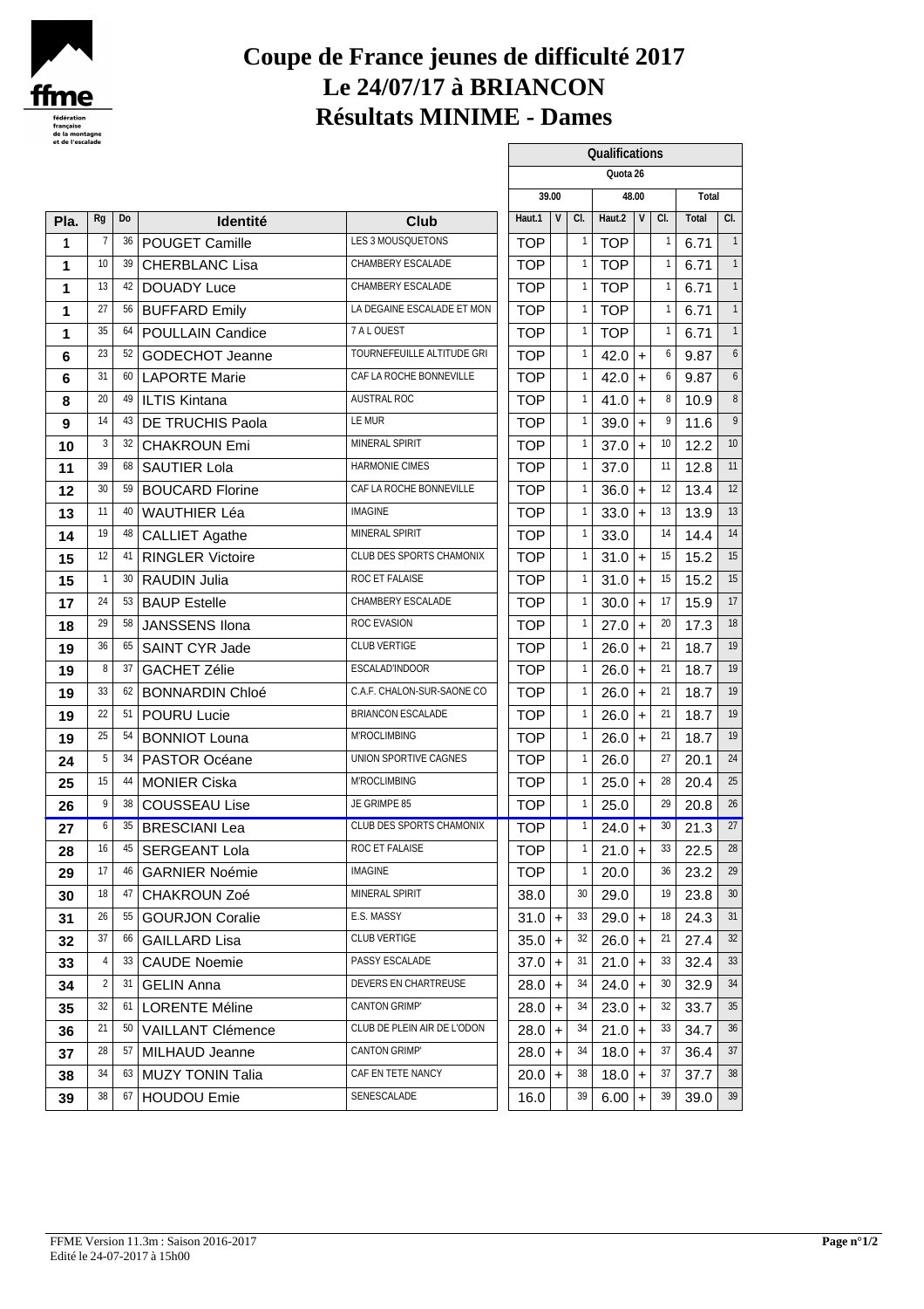# Coupe de France jeunes de difficulté 2017
# Le 24/07/17 à BRIANCON
# Résultats MINIME - Dames

| | | | | | Qualifications | | | | | | | |
|---|---|---|---|---|---|---|---|---|---|---|---|---|
| | | | | | Quota 26 | | | | | | | |
| | | | | | 39.00 | | | 48.00 | | | Total | |
| Pla. | Rg | Do | Identité | Club | Haut.1 | V | Cl. | Haut.2 | V | Cl. | Total | Cl. |
| 1 | 7 | 36 | POUGET Camille | LES 3 MOUSQUETONS | TOP | | 1 | TOP | | 1 | 6.71 | 1 |
| 1 | 10 | 39 | CHERBLANC Lisa | CHAMBERY ESCALADE | TOP | | 1 | TOP | | 1 | 6.71 | 1 |
| 1 | 13 | 42 | DOUADY Luce | CHAMBERY ESCALADE | TOP | | 1 | TOP | | 1 | 6.71 | 1 |
| 1 | 27 | 56 | BUFFARD Emily | LA DEGAINE ESCALADE ET MON | TOP | | 1 | TOP | | 1 | 6.71 | 1 |
| 1 | 35 | 64 | POULLAIN Candice | 7 A L OUEST | TOP | | 1 | TOP | | 1 | 6.71 | 1 |
| 6 | 23 | 52 | GODECHOT Jeanne | TOURNEFEUILLE ALTITUDE GRI | TOP | | 1 | 42.0 | + | 6 | 9.87 | 6 |
| 6 | 31 | 60 | LAPORTE Marie | CAF LA ROCHE BONNEVILLE | TOP | | 1 | 42.0 | + | 6 | 9.87 | 6 |
| 8 | 20 | 49 | ILTIS Kintana | AUSTRAL ROC | TOP | | 1 | 41.0 | + | 8 | 10.9 | 8 |
| 9 | 14 | 43 | DE TRUCHIS Paola | LE MUR | TOP | | 1 | 39.0 | + | 9 | 11.6 | 9 |
| 10 | 3 | 32 | CHAKROUN Emi | MINERAL SPIRIT | TOP | | 1 | 37.0 | + | 10 | 12.2 | 10 |
| 11 | 39 | 68 | SAUTIER Lola | HARMONIE CIMES | TOP | | 1 | 37.0 | | 11 | 12.8 | 11 |
| 12 | 30 | 59 | BOUCARD Florine | CAF LA ROCHE BONNEVILLE | TOP | | 1 | 36.0 | + | 12 | 13.4 | 12 |
| 13 | 11 | 40 | WAUTHIER Léa | IMAGINE | TOP | | 1 | 33.0 | + | 13 | 13.9 | 13 |
| 14 | 19 | 48 | CALLIET Agathe | MINERAL SPIRIT | TOP | | 1 | 33.0 | | 14 | 14.4 | 14 |
| 15 | 12 | 41 | RINGLER Victoire | CLUB DES SPORTS CHAMONIX | TOP | | 1 | 31.0 | + | 15 | 15.2 | 15 |
| 15 | 1 | 30 | RAUDIN Julia | ROC ET FALAISE | TOP | | 1 | 31.0 | + | 15 | 15.2 | 15 |
| 17 | 24 | 53 | BAUP Estelle | CHAMBERY ESCALADE | TOP | | 1 | 30.0 | + | 17 | 15.9 | 17 |
| 18 | 29 | 58 | JANSSENS Ilona | ROC EVASION | TOP | | 1 | 27.0 | + | 20 | 17.3 | 18 |
| 19 | 36 | 65 | SAINT CYR Jade | CLUB VERTIGE | TOP | | 1 | 26.0 | + | 21 | 18.7 | 19 |
| 19 | 8 | 37 | GACHET Zélie | ESCALAD'INDOOR | TOP | | 1 | 26.0 | + | 21 | 18.7 | 19 |
| 19 | 33 | 62 | BONNARDIN Chloé | C.A.F. CHALON-SUR-SAONE CO | TOP | | 1 | 26.0 | + | 21 | 18.7 | 19 |
| 19 | 22 | 51 | POURU Lucie | BRIANCON ESCALADE | TOP | | 1 | 26.0 | + | 21 | 18.7 | 19 |
| 19 | 25 | 54 | BONNIOT Louna | M'ROCLIMBING | TOP | | 1 | 26.0 | + | 21 | 18.7 | 19 |
| 24 | 5 | 34 | PASTOR Océane | UNION SPORTIVE CAGNES | TOP | | 1 | 26.0 | | 27 | 20.1 | 24 |
| 25 | 15 | 44 | MONIER Ciska | M'ROCLIMBING | TOP | | 1 | 25.0 | + | 28 | 20.4 | 25 |
| 26 | 9 | 38 | COUSSEAU Lise | JE GRIMPE 85 | TOP | | 1 | 25.0 | | 29 | 20.8 | 26 |
| 27 | 6 | 35 | BRESCIANI Lea | CLUB DES SPORTS CHAMONIX | TOP | | 1 | 24.0 | + | 30 | 21.3 | 27 |
| 28 | 16 | 45 | SERGEANT Lola | ROC ET FALAISE | TOP | | 1 | 21.0 | + | 33 | 22.5 | 28 |
| 29 | 17 | 46 | GARNIER Noémie | IMAGINE | TOP | | 1 | 20.0 | | 36 | 23.2 | 29 |
| 30 | 18 | 47 | CHAKROUN Zoé | MINERAL SPIRIT | 38.0 | | 30 | 29.0 | | 19 | 23.8 | 30 |
| 31 | 26 | 55 | GOURJON Coralie | E.S. MASSY | 31.0 | + | 33 | 29.0 | + | 18 | 24.3 | 31 |
| 32 | 37 | 66 | GAILLARD Lisa | CLUB VERTIGE | 35.0 | + | 32 | 26.0 | + | 21 | 27.4 | 32 |
| 33 | 4 | 33 | CAUDE Noemie | PASSY ESCALADE | 37.0 | + | 31 | 21.0 | + | 33 | 32.4 | 33 |
| 34 | 2 | 31 | GELIN Anna | DEVERS EN CHARTREUSE | 28.0 | + | 34 | 24.0 | + | 30 | 32.9 | 34 |
| 35 | 32 | 61 | LORENTE Méline | CANTON GRIMP' | 28.0 | + | 34 | 23.0 | + | 32 | 33.7 | 35 |
| 36 | 21 | 50 | VAILLANT Clémence | CLUB DE PLEIN AIR DE L'ODON | 28.0 | + | 34 | 21.0 | + | 33 | 34.7 | 36 |
| 37 | 28 | 57 | MILHAUD Jeanne | CANTON GRIMP' | 28.0 | + | 34 | 18.0 | + | 37 | 36.4 | 37 |
| 38 | 34 | 63 | MUZY TONIN Talia | CAF EN TETE NANCY | 20.0 | + | 38 | 18.0 | + | 37 | 37.7 | 38 |
| 39 | 38 | 67 | HOUDOU Emie | SENESCALADE | 16.0 | | 39 | 6.00 | + | 39 | 39.0 | 39 |

FFME Version 11.3m : Saison 2016-2017
Edité le 24-07-2017 à 15h00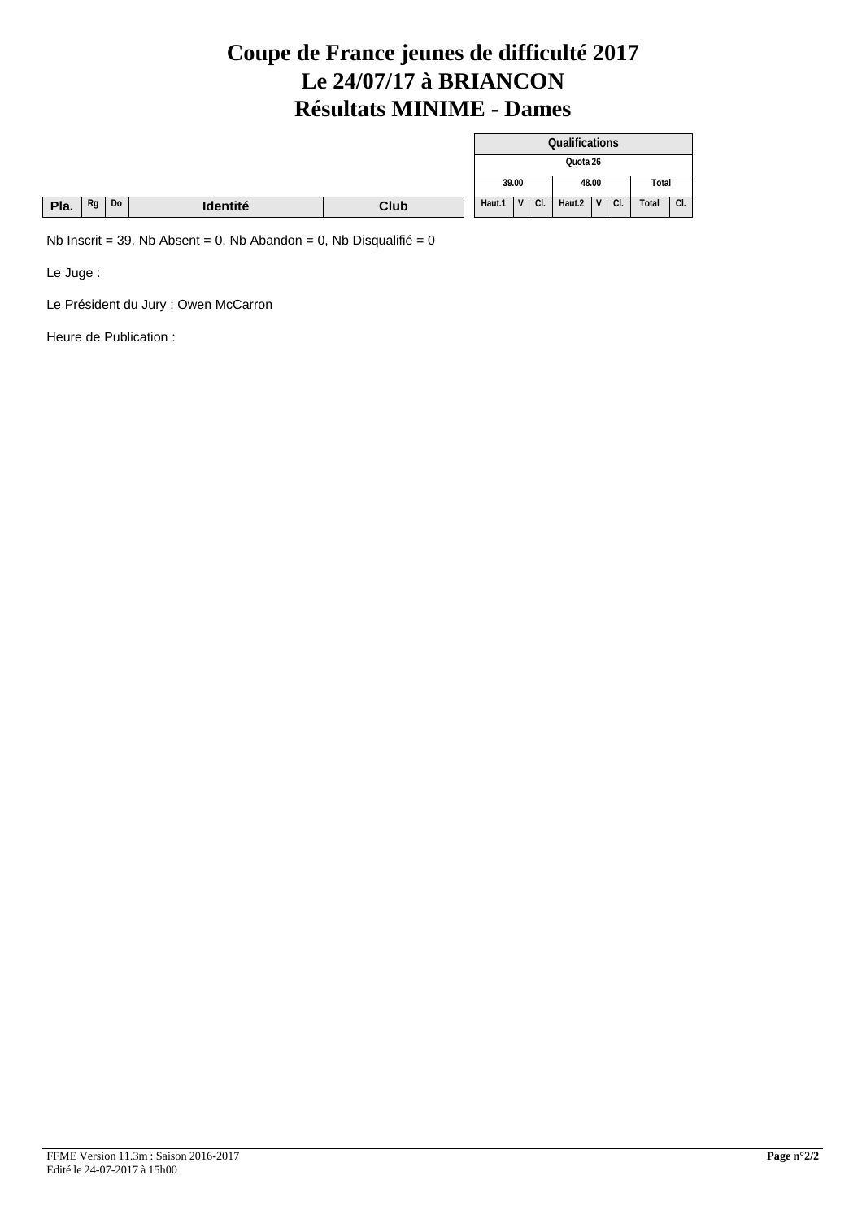# Coupe de France jeunes de difficulté 2017
# Le 24/07/17 à BRIANCON
# Résultats MINIME - Dames

| Pla. | Rg | Do | Identité | Club | Qualifications Quota 26 | | | | | | | |
|---|---|---|---|---|---|---|---|---|---|---|---|---|
| | | | | | 39.00 | | | 48.00 | | | Total | |
| | | | | | Haut.1 | V | Cl. | Haut.2 | V | Cl. | Total | Cl. |

Nb Inscrit = 39, Nb Absent = 0, Nb Abandon = 0, Nb Disqualifié = 0

Le Juge :

Le Président du Jury : Owen McCarron

Heure de Publication :

FFME Version 11.3m : Saison 2016-2017
Edité le 24-07-2017 à 15h00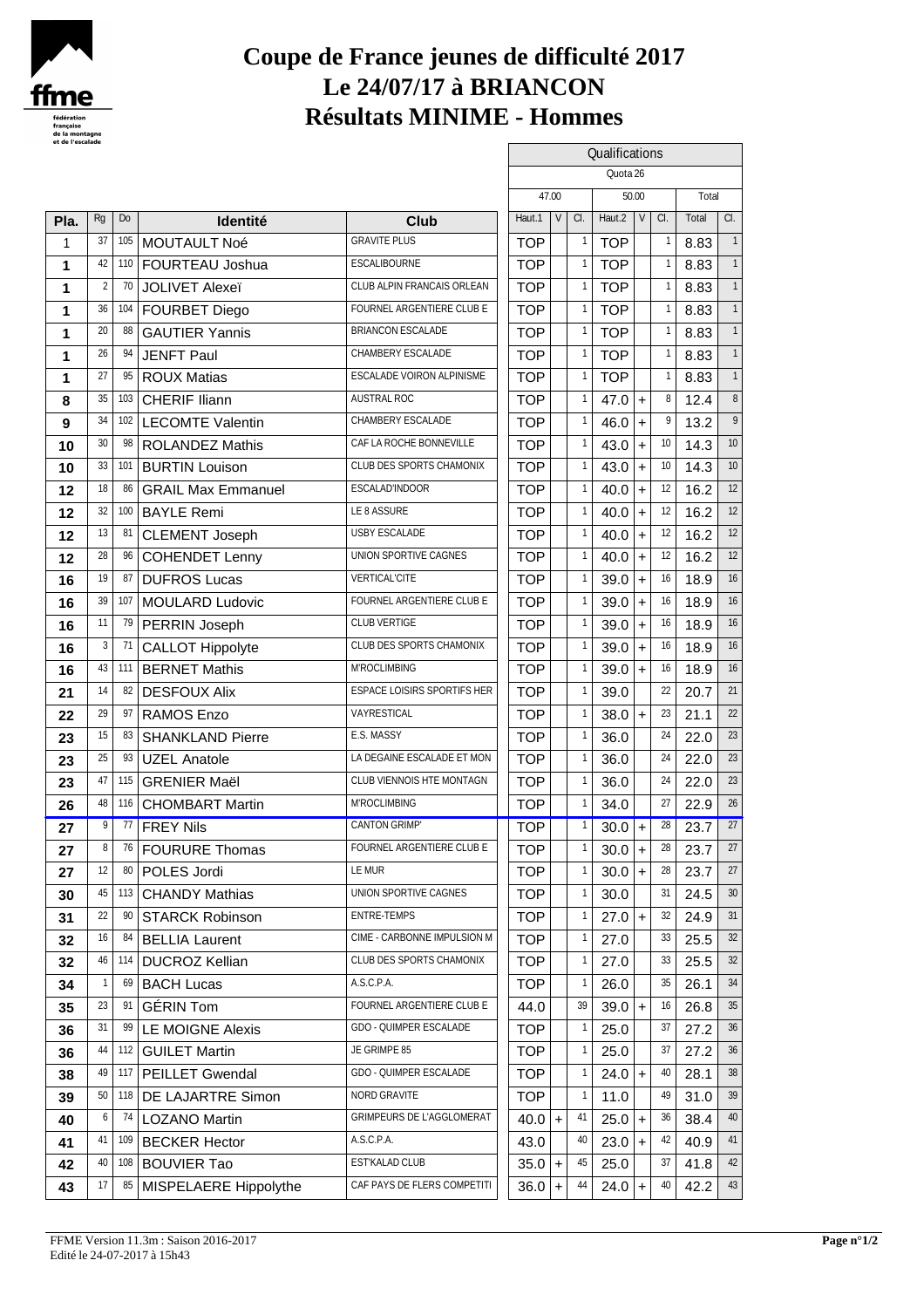# Coupe de France jeunes de difficulté 2017
# Le 24/07/17 à BRIANCON
# Résultats MINIME - Hommes

| | | | | | Qualifications | | | | | | | |
|---|---|---|---|---|---|---|---|---|---|---|---|---|
| | | | | | Quota 26 | | | | | | | |
| | | | | | 47.00 | | | 50.00 | | | Total | |
| Pla. | Rg | Do | Identité | Club | Haut.1 | V | Cl. | Haut.2 | V | Cl. | Total | Cl. |
| 1 | 37 | 105 | MOUTAULT Noé | GRAVITE PLUS | TOP | | 1 | TOP | | 1 | 8.83 | 1 |
| 1 | 42 | 110 | FOURTEAU Joshua | ESCALIBOURNE | TOP | | 1 | TOP | | 1 | 8.83 | 1 |
| 1 | 2 | 70 | JOLIVET Alexeï | CLUB ALPIN FRANCAIS ORLEAN | TOP | | 1 | TOP | | 1 | 8.83 | 1 |
| 1 | 36 | 104 | FOURBET Diego | FOURNEL ARGENTIERE CLUB E | TOP | | 1 | TOP | | 1 | 8.83 | 1 |
| 1 | 20 | 88 | GAUTIER Yannis | BRIANCON ESCALADE | TOP | | 1 | TOP | | 1 | 8.83 | 1 |
| 1 | 26 | 94 | JENFT Paul | CHAMBERY ESCALADE | TOP | | 1 | TOP | | 1 | 8.83 | 1 |
| 1 | 27 | 95 | ROUX Matias | ESCALADE VOIRON ALPINISME | TOP | | 1 | TOP | | 1 | 8.83 | 1 |
| 8 | 35 | 103 | CHERIF Iliann | AUSTRAL ROC | TOP | | 1 | 47.0 | + | 8 | 12.4 | 8 |
| 9 | 34 | 102 | LECOMTE Valentin | CHAMBERY ESCALADE | TOP | | 1 | 46.0 | + | 9 | 13.2 | 9 |
| 10 | 30 | 98 | ROLANDEZ Mathis | CAF LA ROCHE BONNEVILLE | TOP | | 1 | 43.0 | + | 10 | 14.3 | 10 |
| 10 | 33 | 101 | BURTIN Louison | CLUB DES SPORTS CHAMONIX | TOP | | 1 | 43.0 | + | 10 | 14.3 | 10 |
| 12 | 18 | 86 | GRAIL Max Emmanuel | ESCALAD'INDOOR | TOP | | 1 | 40.0 | + | 12 | 16.2 | 12 |
| 12 | 32 | 100 | BAYLE Remi | LE 8 ASSURE | TOP | | 1 | 40.0 | + | 12 | 16.2 | 12 |
| 12 | 13 | 81 | CLEMENT Joseph | USBY ESCALADE | TOP | | 1 | 40.0 | + | 12 | 16.2 | 12 |
| 12 | 28 | 96 | COHENDET Lenny | UNION SPORTIVE CAGNES | TOP | | 1 | 40.0 | + | 12 | 16.2 | 12 |
| 16 | 19 | 87 | DUFROS Lucas | VERTICAL'CITE | TOP | | 1 | 39.0 | + | 16 | 18.9 | 16 |
| 16 | 39 | 107 | MOULARD Ludovic | FOURNEL ARGENTIERE CLUB E | TOP | | 1 | 39.0 | + | 16 | 18.9 | 16 |
| 16 | 11 | 79 | PERRIN Joseph | CLUB VERTIGE | TOP | | 1 | 39.0 | + | 16 | 18.9 | 16 |
| 16 | 3 | 71 | CALLOT Hippolyte | CLUB DES SPORTS CHAMONIX | TOP | | 1 | 39.0 | + | 16 | 18.9 | 16 |
| 16 | 43 | 111 | BERNET Mathis | M'ROCLIMBING | TOP | | 1 | 39.0 | + | 16 | 18.9 | 16 |
| 21 | 14 | 82 | DESFOUX Alix | ESPACE LOISIRS SPORTIFS HER | TOP | | 1 | 39.0 | | 22 | 20.7 | 21 |
| 22 | 29 | 97 | RAMOS Enzo | VAYRESTICAL | TOP | | 1 | 38.0 | + | 23 | 21.1 | 22 |
| 23 | 15 | 83 | SHANKLAND Pierre | E.S. MASSY | TOP | | 1 | 36.0 | | 24 | 22.0 | 23 |
| 23 | 25 | 93 | UZEL Anatole | LA DEGAINE ESCALADE ET MON | TOP | | 1 | 36.0 | | 24 | 22.0 | 23 |
| 23 | 47 | 115 | GRENIER Maël | CLUB VIENNOIS HTE MONTAGN | TOP | | 1 | 36.0 | | 24 | 22.0 | 23 |
| 26 | 48 | 116 | CHOMBART Martin | M'ROCLIMBING | TOP | | 1 | 34.0 | | 27 | 22.9 | 26 |
| 27 | 9 | 77 | FREY Nils | CANTON GRIMP' | TOP | | 1 | 30.0 | + | 28 | 23.7 | 27 |
| 27 | 8 | 76 | FOURURE Thomas | FOURNEL ARGENTIERE CLUB E | TOP | | 1 | 30.0 | + | 28 | 23.7 | 27 |
| 27 | 12 | 80 | POLES Jordi | LE MUR | TOP | | 1 | 30.0 | + | 28 | 23.7 | 27 |
| 30 | 45 | 113 | CHANDY Mathias | UNION SPORTIVE CAGNES | TOP | | 1 | 30.0 | | 31 | 24.5 | 30 |
| 31 | 22 | 90 | STARCK Robinson | ENTRE-TEMPS | TOP | | 1 | 27.0 | + | 32 | 24.9 | 31 |
| 32 | 16 | 84 | BELLIA Laurent | CIME - CARBONNE IMPULSION M | TOP | | 1 | 27.0 | | 33 | 25.5 | 32 |
| 32 | 46 | 114 | DUCROZ Kellian | CLUB DES SPORTS CHAMONIX | TOP | | 1 | 27.0 | | 33 | 25.5 | 32 |
| 34 | 1 | 69 | BACH Lucas | A.S.C.P.A. | TOP | | 1 | 26.0 | | 35 | 26.1 | 34 |
| 35 | 23 | 91 | GÉRIN Tom | FOURNEL ARGENTIERE CLUB E | 44.0 | | 39 | 39.0 | + | 16 | 26.8 | 35 |
| 36 | 31 | 99 | LE MOIGNE Alexis | GDO - QUIMPER ESCALADE | TOP | | 1 | 25.0 | | 37 | 27.2 | 36 |
| 36 | 44 | 112 | GUILET Martin | JE GRIMPE 85 | TOP | | 1 | 25.0 | | 37 | 27.2 | 36 |
| 38 | 49 | 117 | PEILLET Gwendal | GDO - QUIMPER ESCALADE | TOP | | 1 | 24.0 | + | 40 | 28.1 | 38 |
| 39 | 50 | 118 | DE LAJARTRE Simon | NORD GRAVITE | TOP | | 1 | 11.0 | | 49 | 31.0 | 39 |
| 40 | 6 | 74 | LOZANO Martin | GRIMPEURS DE L'AGGLOMERAT | 40.0 | + | 41 | 25.0 | + | 36 | 38.4 | 40 |
| 41 | 41 | 109 | BECKER Hector | A.S.C.P.A. | 43.0 | | 40 | 23.0 | + | 42 | 40.9 | 41 |
| 42 | 40 | 108 | BOUVIER Tao | EST'KALAD CLUB | 35.0 | + | 45 | 25.0 | | 37 | 41.8 | 42 |
| 43 | 17 | 85 | MISPELAERE Hippolythe | CAF PAYS DE FLERS COMPETITI | 36.0 | + | 44 | 24.0 | + | 40 | 42.2 | 43 |

FFME Version 11.3m : Saison 2016-2017
Edité le 24-07-2017 à 15h43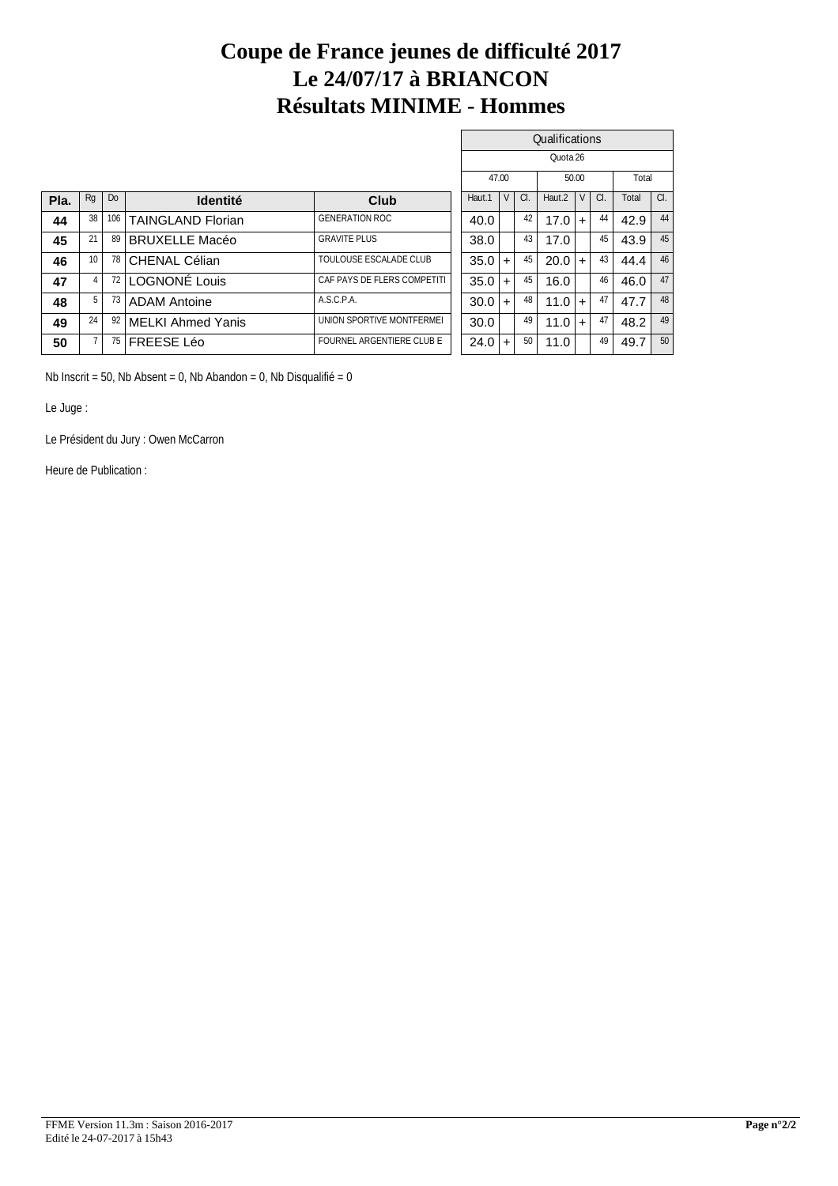# Coupe de France jeunes de difficulté 2017
# Le 24/07/17 à BRIANCON
# Résultats MINIME - Hommes

| | | | | | Qualifications | | | | | | | |
|---|---|---|---|---|---|---|---|---|---|---|---|---|
| | | | | | Quota 26 | | | | | | | |
| | | | | | 47.00 | | | 50.00 | | | Total | |
| Pla. | Rg | Do | Identité | Club | Haut.1 | V | Cl. | Haut.2 | V | Cl. | Total | Cl. |
| 44 | 38 | 106 | TAINGLAND Florian | GENERATION ROC | 40.0 | | 42 | 17.0 | + | 44 | 42.9 | 44 |
| 45 | 21 | 89 | BRUXELLE Macéo | GRAVITE PLUS | 38.0 | | 43 | 17.0 | | 45 | 43.9 | 45 |
| 46 | 10 | 78 | CHENAL Célian | TOULOUSE ESCALADE CLUB | 35.0 | + | 45 | 20.0 | + | 43 | 44.4 | 46 |
| 47 | 4 | 72 | LOGNONÉ Louis | CAF PAYS DE FLERS COMPETITI | 35.0 | + | 45 | 16.0 | | 46 | 46.0 | 47 |
| 48 | 5 | 73 | ADAM Antoine | A.S.C.P.A. | 30.0 | + | 48 | 11.0 | + | 47 | 47.7 | 48 |
| 49 | 24 | 92 | MELKI Ahmed Yanis | UNION SPORTIVE MONTFERMEI | 30.0 | | 49 | 11.0 | + | 47 | 48.2 | 49 |
| 50 | 7 | 75 | FREESE Léo | FOURNEL ARGENTIERE CLUB E | 24.0 | + | 50 | 11.0 | | 49 | 49.7 | 50 |

Nb Inscrit = 50, Nb Absent = 0, Nb Abandon = 0, Nb Disqualifié = 0

Le Juge :

Le Président du Jury : Owen McCarron

Heure de Publication :

FFME Version 11.3m : Saison 2016-2017
Edité le 24-07-2017 à 15h43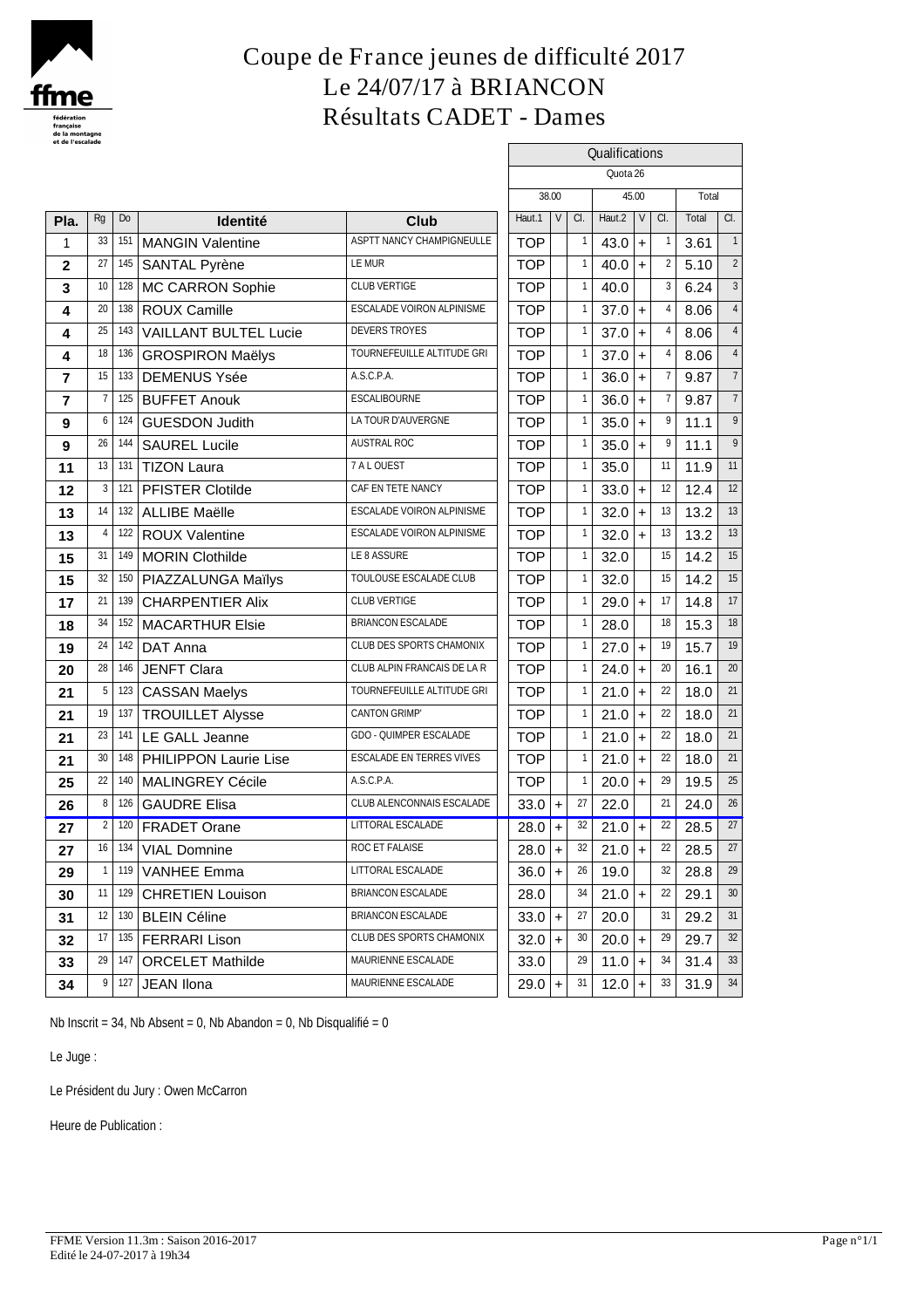# Coupe de France jeunes de difficulté 2017

## Le 24/07/17 à BRIANCON

## Résultats CADET - Dames

| Pla. | Rg | Do | Identité | Club | Qualifications | | | | | | | |
|---|---|---|---|---|---|---|---|---|---|---|---|---|
| | | | | | Quota 26 | | | | | | | |
| | | | | | 38.00 | | | 45.00 | | | Total | |
| | | | | | Haut.1 | V | Cl. | Haut.2 | V | Cl. | Total | Cl. |
| 1 | 33 | 151 | MANGIN Valentine | ASPTT NANCY CHAMPIGNEULLE | TOP | | 1 | 43.0 | + | 1 | 3.61 | 1 |
| 2 | 27 | 145 | SANTAL Pyrène | LE MUR | TOP | | 1 | 40.0 | + | 2 | 5.10 | 2 |
| 3 | 10 | 128 | MC CARRON Sophie | CLUB VERTIGE | TOP | | 1 | 40.0 | | 3 | 6.24 | 3 |
| 4 | 20 | 138 | ROUX Camille | ESCALADE VOIRON ALPINISME | TOP | | 1 | 37.0 | + | 4 | 8.06 | 4 |
| 4 | 25 | 143 | VAILLANT BULTEL Lucie | DEVERS TROYES | TOP | | 1 | 37.0 | + | 4 | 8.06 | 4 |
| 4 | 18 | 136 | GROSPIRON Maëlys | TOURNEFEUILLE ALTITUDE GRI | TOP | | 1 | 37.0 | + | 4 | 8.06 | 4 |
| 7 | 15 | 133 | DEMENUS Ysée | A.S.C.P.A. | TOP | | 1 | 36.0 | + | 7 | 9.87 | 7 |
| 7 | 7 | 125 | BUFFET Anouk | ESCALIBOURNE | TOP | | 1 | 36.0 | + | 7 | 9.87 | 7 |
| 9 | 6 | 124 | GUESDON Judith | LA TOUR D'AUVERGNE | TOP | | 1 | 35.0 | + | 9 | 11.1 | 9 |
| 9 | 26 | 144 | SAUREL Lucile | AUSTRAL ROC | TOP | | 1 | 35.0 | + | 9 | 11.1 | 9 |
| 11 | 13 | 131 | TIZON Laura | 7 A L OUEST | TOP | | 1 | 35.0 | | 11 | 11.9 | 11 |
| 12 | 3 | 121 | PFISTER Clotilde | CAF EN TETE NANCY | TOP | | 1 | 33.0 | + | 12 | 12.4 | 12 |
| 13 | 14 | 132 | ALLIBE Maëlle | ESCALADE VOIRON ALPINISME | TOP | | 1 | 32.0 | + | 13 | 13.2 | 13 |
| 13 | 4 | 122 | ROUX Valentine | ESCALADE VOIRON ALPINISME | TOP | | 1 | 32.0 | + | 13 | 13.2 | 13 |
| 15 | 31 | 149 | MORIN Clothilde | LE 8 ASSURE | TOP | | 1 | 32.0 | | 15 | 14.2 | 15 |
| 15 | 32 | 150 | PIAZZALUNGA Maïlys | TOULOUSE ESCALADE CLUB | TOP | | 1 | 32.0 | | 15 | 14.2 | 15 |
| 17 | 21 | 139 | CHARPENTIER Alix | CLUB VERTIGE | TOP | | 1 | 29.0 | + | 17 | 14.8 | 17 |
| 18 | 34 | 152 | MACARTHUR Elsie | BRIANCON ESCALADE | TOP | | 1 | 28.0 | | 18 | 15.3 | 18 |
| 19 | 24 | 142 | DAT Anna | CLUB DES SPORTS CHAMONIX | TOP | | 1 | 27.0 | + | 19 | 15.7 | 19 |
| 20 | 28 | 146 | JENFT Clara | CLUB ALPIN FRANCAIS DE LA R | TOP | | 1 | 24.0 | + | 20 | 16.1 | 20 |
| 21 | 5 | 123 | CASSAN Maelys | TOURNEFEUILLE ALTITUDE GRI | TOP | | 1 | 21.0 | + | 22 | 18.0 | 21 |
| 21 | 19 | 137 | TROUILLET Alysse | CANTON GRIMP' | TOP | | 1 | 21.0 | + | 22 | 18.0 | 21 |
| 21 | 23 | 141 | LE GALL Jeanne | GDO - QUIMPER ESCALADE | TOP | | 1 | 21.0 | + | 22 | 18.0 | 21 |
| 21 | 30 | 148 | PHILIPPON Laurie Lise | ESCALADE EN TERRES VIVES | TOP | | 1 | 21.0 | + | 22 | 18.0 | 21 |
| 25 | 22 | 140 | MALINGREY Cécile | A.S.C.P.A. | TOP | | 1 | 20.0 | + | 29 | 19.5 | 25 |
| 26 | 8 | 126 | GAUDRE Elisa | CLUB ALENCONNAIS ESCALADE | 33.0 | + | 27 | 22.0 | | 21 | 24.0 | 26 |
| 27 | 2 | 120 | FRADET Orane | LITTORAL ESCALADE | 28.0 | + | 32 | 21.0 | + | 22 | 28.5 | 27 |
| 27 | 16 | 134 | VIAL Domnine | ROC ET FALAISE | 28.0 | + | 32 | 21.0 | + | 22 | 28.5 | 27 |
| 29 | 1 | 119 | VANHEE Emma | LITTORAL ESCALADE | 36.0 | + | 26 | 19.0 | | 32 | 28.8 | 29 |
| 30 | 11 | 129 | CHRETIEN Louison | BRIANCON ESCALADE | 28.0 | | 34 | 21.0 | + | 22 | 29.1 | 30 |
| 31 | 12 | 130 | BLEIN Céline | BRIANCON ESCALADE | 33.0 | + | 27 | 20.0 | | 31 | 29.2 | 31 |
| 32 | 17 | 135 | FERRARI Lison | CLUB DES SPORTS CHAMONIX | 32.0 | + | 30 | 20.0 | + | 29 | 29.7 | 32 |
| 33 | 29 | 147 | ORCELET Mathilde | MAURIENNE ESCALADE | 33.0 | | 29 | 11.0 | + | 34 | 31.4 | 33 |
| 34 | 9 | 127 | JEAN Ilona | MAURIENNE ESCALADE | 29.0 | + | 31 | 12.0 | + | 33 | 31.9 | 34 |

Nb Inscrit = 34, Nb Absent = 0, Nb Abandon = 0, Nb Disqualifié = 0

Le Juge :

Le Président du Jury : Owen McCarron

Heure de Publication :

FFME Version 11.3m : Saison 2016-2017
Edité le 24-07-2017 à 19h34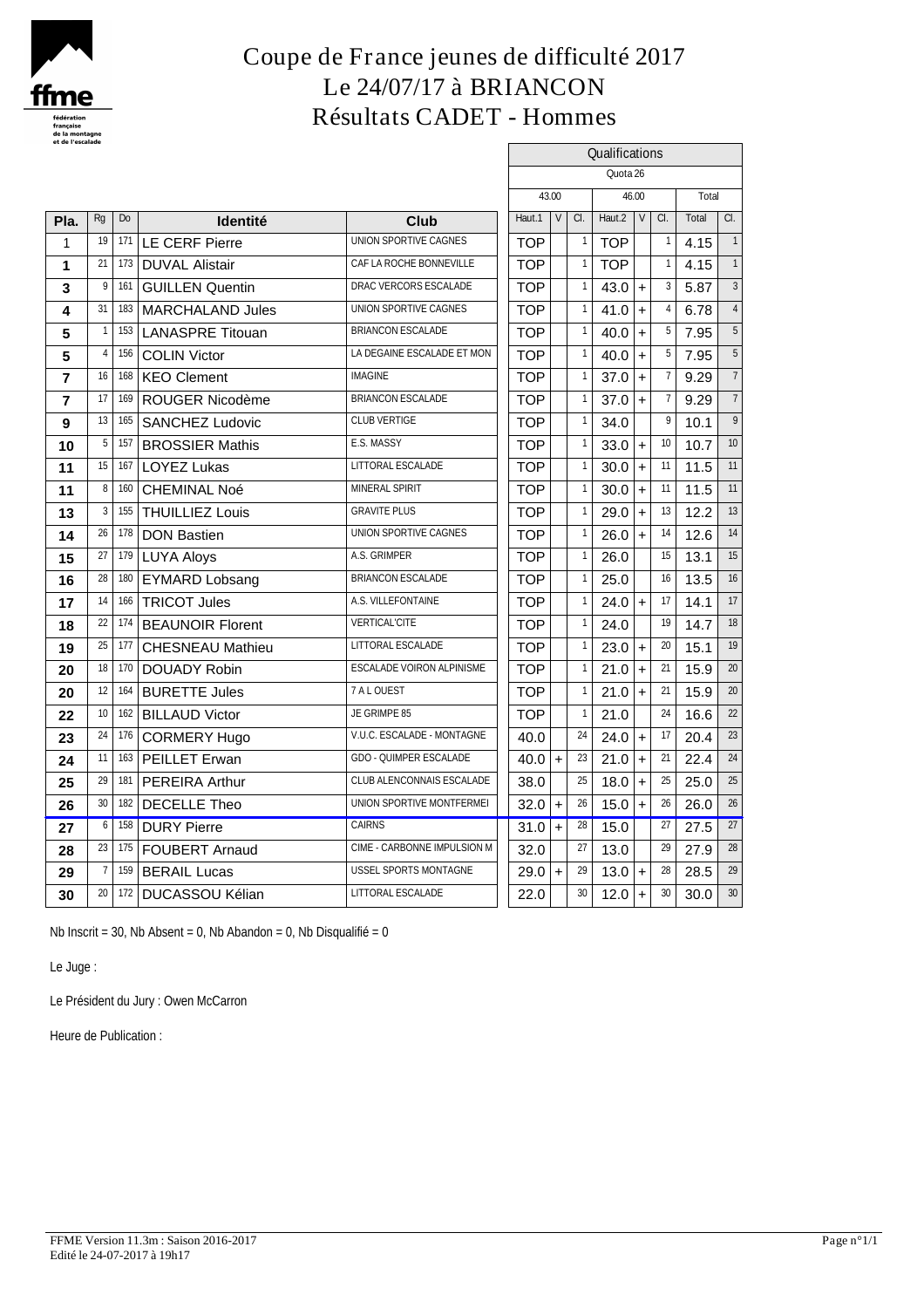# Coupe de France jeunes de difficulté 2017
# Le 24/07/17 à BRIANCON
# Résultats CADET - Hommes

| | | | | | Qualifications | | | | | | | |
|---|---|---|---|---|---|---|---|---|---|---|---|---|
| | | | | | Quota 26 | | | | | | | |
| | | | | | 43.00 | | | 46.00 | | | Total | |
| **Pla.** | Rg | Do | **Identité** | **Club** | Haut.1 | V | Cl. | Haut.2 | V | Cl. | Total | Cl. |
| 1 | 19 | 171 | LE CERF Pierre | UNION SPORTIVE CAGNES | TOP | | 1 | TOP | | 1 | 4.15 | 1 |
| 1 | 21 | 173 | DUVAL Alistair | CAF LA ROCHE BONNEVILLE | TOP | | 1 | TOP | | 1 | 4.15 | 1 |
| 3 | 9 | 161 | GUILLEN Quentin | DRAC VERCORS ESCALADE | TOP | | 1 | 43.0 | + | 3 | 5.87 | 3 |
| 4 | 31 | 183 | MARCHALAND Jules | UNION SPORTIVE CAGNES | TOP | | 1 | 41.0 | + | 4 | 6.78 | 4 |
| 5 | 1 | 153 | LANASPRE Titouan | BRIANCON ESCALADE | TOP | | 1 | 40.0 | + | 5 | 7.95 | 5 |
| 5 | 4 | 156 | COLIN Victor | LA DEGAINE ESCALADE ET MON | TOP | | 1 | 40.0 | + | 5 | 7.95 | 5 |
| 7 | 16 | 168 | KEO Clement | IMAGINE | TOP | | 1 | 37.0 | + | 7 | 9.29 | 7 |
| 7 | 17 | 169 | ROUGER Nicodème | BRIANCON ESCALADE | TOP | | 1 | 37.0 | + | 7 | 9.29 | 7 |
| 9 | 13 | 165 | SANCHEZ Ludovic | CLUB VERTIGE | TOP | | 1 | 34.0 | | 9 | 10.1 | 9 |
| 10 | 5 | 157 | BROSSIER Mathis | E.S. MASSY | TOP | | 1 | 33.0 | + | 10 | 10.7 | 10 |
| 11 | 15 | 167 | LOYEZ Lukas | LITTORAL ESCALADE | TOP | | 1 | 30.0 | + | 11 | 11.5 | 11 |
| 11 | 8 | 160 | CHEMINAL Noé | MINERAL SPIRIT | TOP | | 1 | 30.0 | + | 11 | 11.5 | 11 |
| 13 | 3 | 155 | THUILLIEZ Louis | GRAVITE PLUS | TOP | | 1 | 29.0 | + | 13 | 12.2 | 13 |
| 14 | 26 | 178 | DON Bastien | UNION SPORTIVE CAGNES | TOP | | 1 | 26.0 | + | 14 | 12.6 | 14 |
| 15 | 27 | 179 | LUYA Aloys | A.S. GRIMPER | TOP | | 1 | 26.0 | | 15 | 13.1 | 15 |
| 16 | 28 | 180 | EYMARD Lobsang | BRIANCON ESCALADE | TOP | | 1 | 25.0 | | 16 | 13.5 | 16 |
| 17 | 14 | 166 | TRICOT Jules | A.S. VILLEFONTAINE | TOP | | 1 | 24.0 | + | 17 | 14.1 | 17 |
| 18 | 22 | 174 | BEAUNOIR Florent | VERTICAL'CITE | TOP | | 1 | 24.0 | | 19 | 14.7 | 18 |
| 19 | 25 | 177 | CHESNEAU Mathieu | LITTORAL ESCALADE | TOP | | 1 | 23.0 | + | 20 | 15.1 | 19 |
| 20 | 18 | 170 | DOUADY Robin | ESCALADE VOIRON ALPINISME | TOP | | 1 | 21.0 | + | 21 | 15.9 | 20 |
| 20 | 12 | 164 | BURETTE Jules | 7 A L OUEST | TOP | | 1 | 21.0 | + | 21 | 15.9 | 20 |
| 22 | 10 | 162 | BILLAUD Victor | JE GRIMPE 85 | TOP | | 1 | 21.0 | | 24 | 16.6 | 22 |
| 23 | 24 | 176 | CORMERY Hugo | V.U.C. ESCALADE - MONTAGNE | 40.0 | | 24 | 24.0 | + | 17 | 20.4 | 23 |
| 24 | 11 | 163 | PEILLET Erwan | GDO - QUIMPER ESCALADE | 40.0 | + | 23 | 21.0 | + | 21 | 22.4 | 24 |
| 25 | 29 | 181 | PEREIRA Arthur | CLUB ALENCONNAIS ESCALADE | 38.0 | | 25 | 18.0 | + | 25 | 25.0 | 25 |
| 26 | 30 | 182 | DECELLE Theo | UNION SPORTIVE MONTFERMEI | 32.0 | + | 26 | 15.0 | + | 26 | 26.0 | 26 |
| 27 | 6 | 158 | DURY Pierre | CAIRNS | 31.0 | + | 28 | 15.0 | | 27 | 27.5 | 27 |
| 28 | 23 | 175 | FOUBERT Arnaud | CIME - CARBONNE IMPULSION M | 32.0 | | 27 | 13.0 | | 29 | 27.9 | 28 |
| 29 | 7 | 159 | BERAIL Lucas | USSEL SPORTS MONTAGNE | 29.0 | + | 29 | 13.0 | + | 28 | 28.5 | 29 |
| 30 | 20 | 172 | DUCASSOU Kélian | LITTORAL ESCALADE | 22.0 | | 30 | 12.0 | + | 30 | 30.0 | 30 |

Nb Inscrit = 30, Nb Absent = 0, Nb Abandon = 0, Nb Disqualifié = 0

Le Juge :

Le Président du Jury : Owen McCarron

Heure de Publication :

FFME Version 11.3m : Saison 2016-2017
Edité le 24-07-2017 à 19h17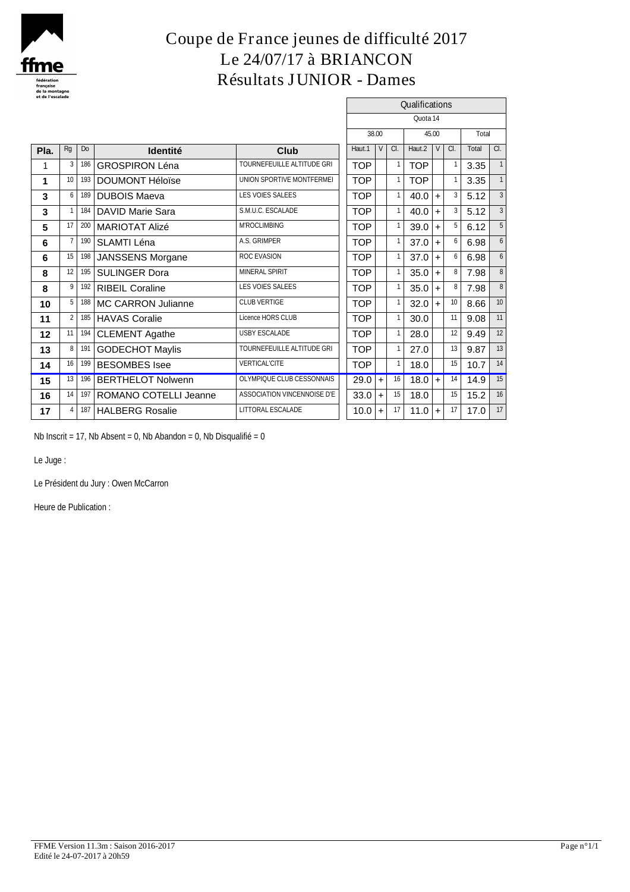# Coupe de France jeunes de difficulté 2017
## Le 24/07/17 à BRIANCON
## Résultats JUNIOR - Dames

| | | | | | Qualifications | | | | | | | | |
|---|---|---|---|---|---|---|---|---|---|---|---|---|---|
| | | | | | Quota 14 | | | | | | | | |
| | | | | | 38.00 | | | 45.00 | | | Total | | |
| **Pla.** | Rg | Do | **Identité** | **Club** | Haut.1 | V | Cl. | Haut.2 | V | Cl. | Total | Cl. |
| 1 | 3 | 186 | GROSPIRON Léna | TOURNEFEUILLE ALTITUDE GRI | TOP | | 1 | TOP | | 1 | 3.35 | 1 |
| 1 | 10 | 193 | DOUMONT Héloïse | UNION SPORTIVE MONTFERMEI | TOP | | 1 | TOP | | 1 | 3.35 | 1 |
| 3 | 6 | 189 | DUBOIS Maeva | LES VOIES SALEES | TOP | | 1 | 40.0 | + | 3 | 5.12 | 3 |
| 3 | 1 | 184 | DAVID Marie Sara | S.M.U.C. ESCALADE | TOP | | 1 | 40.0 | + | 3 | 5.12 | 3 |
| 5 | 17 | 200 | MARIOTAT Alizé | M'ROCLIMBING | TOP | | 1 | 39.0 | + | 5 | 6.12 | 5 |
| 6 | 7 | 190 | SLAMTI Léna | A.S. GRIMPER | TOP | | 1 | 37.0 | + | 6 | 6.98 | 6 |
| 6 | 15 | 198 | JANSSENS Morgane | ROC EVASION | TOP | | 1 | 37.0 | + | 6 | 6.98 | 6 |
| 8 | 12 | 195 | SULINGER Dora | MINERAL SPIRIT | TOP | | 1 | 35.0 | + | 8 | 7.98 | 8 |
| 8 | 9 | 192 | RIBEIL Coraline | LES VOIES SALEES | TOP | | 1 | 35.0 | + | 8 | 7.98 | 8 |
| 10 | 5 | 188 | MC CARRON Julianne | CLUB VERTIGE | TOP | | 1 | 32.0 | + | 10 | 8.66 | 10 |
| 11 | 2 | 185 | HAVAS Coralie | Licence HORS CLUB | TOP | | 1 | 30.0 | | 11 | 9.08 | 11 |
| 12 | 11 | 194 | CLEMENT Agathe | USBY ESCALADE | TOP | | 1 | 28.0 | | 12 | 9.49 | 12 |
| 13 | 8 | 191 | GODECHOT Maylis | TOURNEFEUILLE ALTITUDE GRI | TOP | | 1 | 27.0 | | 13 | 9.87 | 13 |
| 14 | 16 | 199 | BESOMBES Isee | VERTICAL'CITE | TOP | | 1 | 18.0 | | 15 | 10.7 | 14 |
| 15 | 13 | 196 | BERTHELOT Nolwenn | OLYMPIQUE CLUB CESSONNAIS | 29.0 | + | 16 | 18.0 | + | 14 | 14.9 | 15 |
| 16 | 14 | 197 | ROMANO COTELLI Jeanne | ASSOCIATION VINCENNOISE D'E | 33.0 | + | 15 | 18.0 | | 15 | 15.2 | 16 |
| 17 | 4 | 187 | HALBERG Rosalie | LITTORAL ESCALADE | 10.0 | + | 17 | 11.0 | + | 17 | 17.0 | 17 |

Nb Inscrit = 17, Nb Absent = 0, Nb Abandon = 0, Nb Disqualifié = 0

Le Juge :

Le Président du Jury : Owen McCarron

Heure de Publication :

FFME Version 11.3m : Saison 2016-2017
Edité le 24-07-2017 à 20h59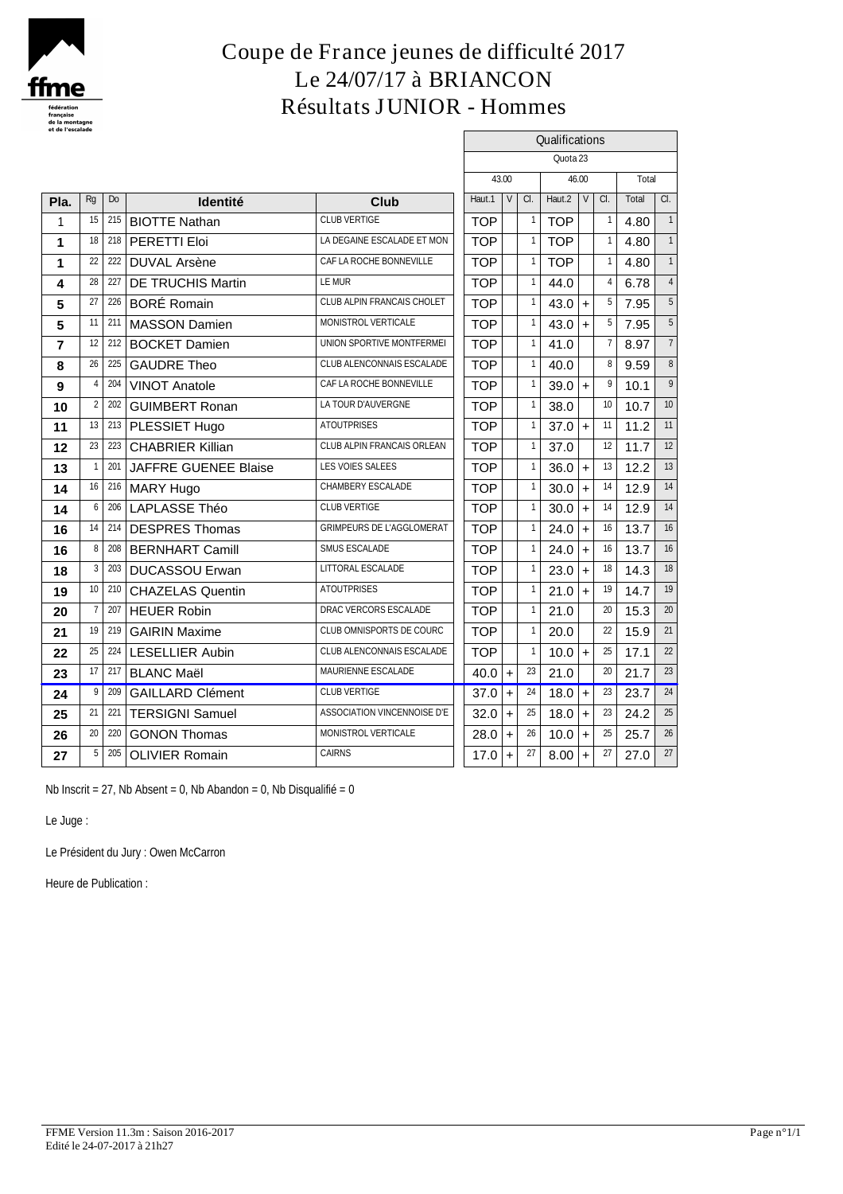# Coupe de France jeunes de difficulté 2017
# Le 24/07/17 à BRIANCON
# Résultats JUNIOR - Hommes

| Pla. | Rg | Do | Identité | Club | Qualifications | | | | | | | |
|---|---|---|---|---|---|---|---|---|---|---|---|---|
| | | | | | Quota 23 | | | | | | | |
| | | | | | 43.00 | | | 46.00 | | | Total | |
| | | | | | Haut.1 | V | Cl. | Haut.2 | V | Cl. | Total | Cl. |
| 1 | 15 | 215 | BIOTTE Nathan | CLUB VERTIGE | TOP | | 1 | TOP | | 1 | 4.80 | 1 |
| 1 | 18 | 218 | PERETTI Eloi | LA DEGAINE ESCALADE ET MON | TOP | | 1 | TOP | | 1 | 4.80 | 1 |
| 1 | 22 | 222 | DUVAL Arsène | CAF LA ROCHE BONNEVILLE | TOP | | 1 | TOP | | 1 | 4.80 | 1 |
| 4 | 28 | 227 | DE TRUCHIS Martin | LE MUR | TOP | | 1 | 44.0 | | 4 | 6.78 | 4 |
| 5 | 27 | 226 | BORÉ Romain | CLUB ALPIN FRANCAIS CHOLET | TOP | | 1 | 43.0 | + | 5 | 7.95 | 5 |
| 5 | 11 | 211 | MASSON Damien | MONISTROL VERTICALE | TOP | | 1 | 43.0 | + | 5 | 7.95 | 5 |
| 7 | 12 | 212 | BOCKET Damien | UNION SPORTIVE MONTFERMEI | TOP | | 1 | 41.0 | | 7 | 8.97 | 7 |
| 8 | 26 | 225 | GAUDRE Theo | CLUB ALENCONNAIS ESCALADE | TOP | | 1 | 40.0 | | 8 | 9.59 | 8 |
| 9 | 4 | 204 | VINOT Anatole | CAF LA ROCHE BONNEVILLE | TOP | | 1 | 39.0 | + | 9 | 10.1 | 9 |
| 10 | 2 | 202 | GUIMBERT Ronan | LA TOUR D'AUVERGNE | TOP | | 1 | 38.0 | | 10 | 10.7 | 10 |
| 11 | 13 | 213 | PLESSIET Hugo | ATOUTPRISES | TOP | | 1 | 37.0 | + | 11 | 11.2 | 11 |
| 12 | 23 | 223 | CHABRIER Killian | CLUB ALPIN FRANCAIS ORLEAN | TOP | | 1 | 37.0 | | 12 | 11.7 | 12 |
| 13 | 1 | 201 | JAFFRE GUENEE Blaise | LES VOIES SALEES | TOP | | 1 | 36.0 | + | 13 | 12.2 | 13 |
| 14 | 16 | 216 | MARY Hugo | CHAMBERY ESCALADE | TOP | | 1 | 30.0 | + | 14 | 12.9 | 14 |
| 14 | 6 | 206 | LAPLASSE Théo | CLUB VERTIGE | TOP | | 1 | 30.0 | + | 14 | 12.9 | 14 |
| 16 | 14 | 214 | DESPRES Thomas | GRIMPEURS DE L'AGGLOMERAT | TOP | | 1 | 24.0 | + | 16 | 13.7 | 16 |
| 16 | 8 | 208 | BERNHART Camill | SMUS ESCALADE | TOP | | 1 | 24.0 | + | 16 | 13.7 | 16 |
| 18 | 3 | 203 | DUCASSOU Erwan | LITTORAL ESCALADE | TOP | | 1 | 23.0 | + | 18 | 14.3 | 18 |
| 19 | 10 | 210 | CHAZELAS Quentin | ATOUTPRISES | TOP | | 1 | 21.0 | + | 19 | 14.7 | 19 |
| 20 | 7 | 207 | HEUER Robin | DRAC VERCORS ESCALADE | TOP | | 1 | 21.0 | | 20 | 15.3 | 20 |
| 21 | 19 | 219 | GAIRIN Maxime | CLUB OMNISPORTS DE COURC | TOP | | 1 | 20.0 | | 22 | 15.9 | 21 |
| 22 | 25 | 224 | LESELLIER Aubin | CLUB ALENCONNAIS ESCALADE | TOP | | 1 | 10.0 | + | 25 | 17.1 | 22 |
| 23 | 17 | 217 | BLANC Maël | MAURIENNE ESCALADE | 40.0 | + | 23 | 21.0 | | 20 | 21.7 | 23 |
| 24 | 9 | 209 | GAILLARD Clément | CLUB VERTIGE | 37.0 | + | 24 | 18.0 | + | 23 | 23.7 | 24 |
| 25 | 21 | 221 | TERSIGNI Samuel | ASSOCIATION VINCENNOISE D'E | 32.0 | + | 25 | 18.0 | + | 23 | 24.2 | 25 |
| 26 | 20 | 220 | GONON Thomas | MONISTROL VERTICALE | 28.0 | + | 26 | 10.0 | + | 25 | 25.7 | 26 |
| 27 | 5 | 205 | OLIVIER Romain | CAIRNS | 17.0 | + | 27 | 8.00 | + | 27 | 27.0 | 27 |

Nb Inscrit = 27, Nb Absent = 0, Nb Abandon = 0, Nb Disqualifié = 0

Le Juge :

Le Président du Jury : Owen McCarron

Heure de Publication :

FFME Version 11.3m : Saison 2016-2017
Edité le 24-07-2017 à 21h27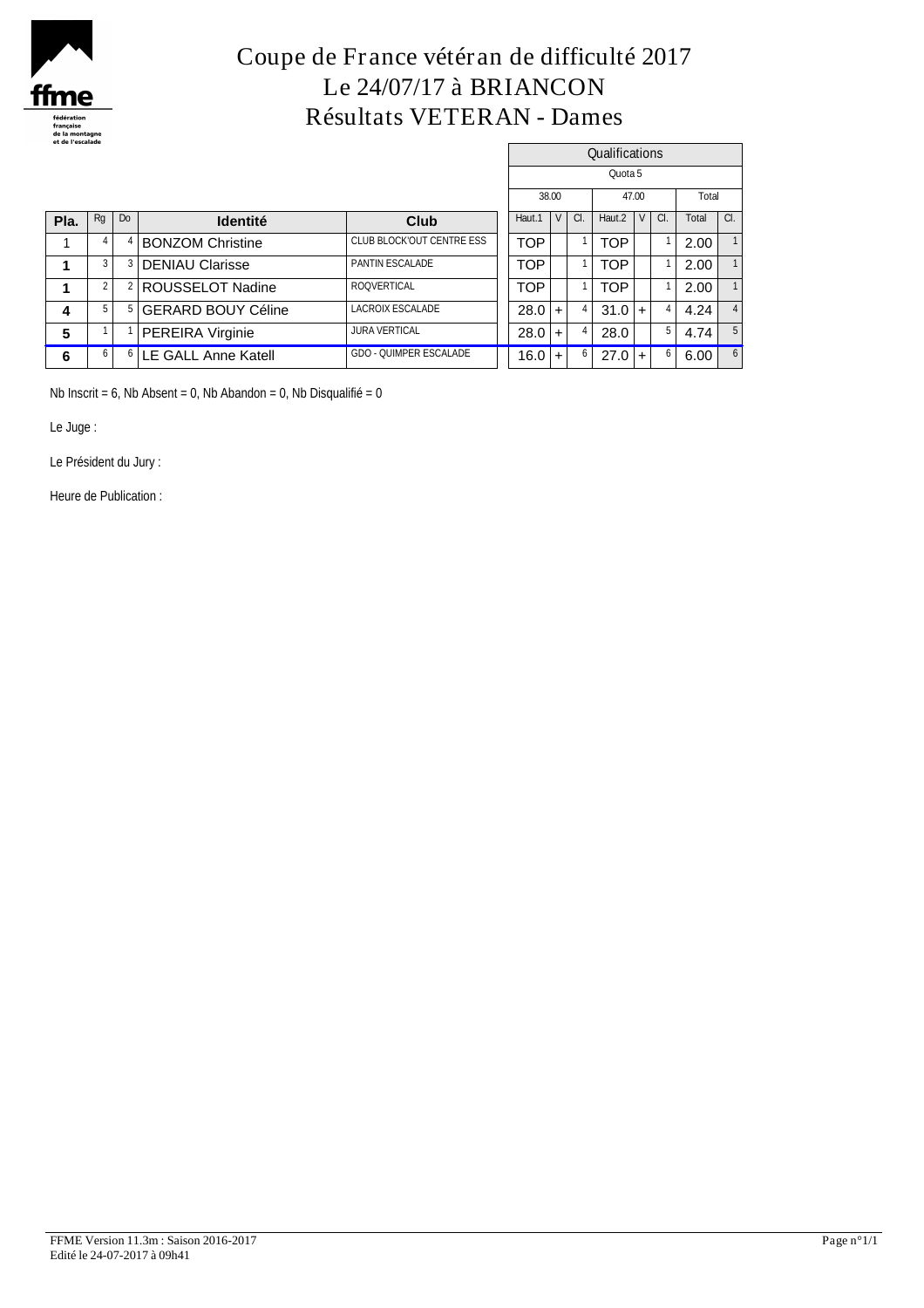# Coupe de France vétéran de difficulté 2017
# Le 24/07/17 à BRIANCON
# Résultats VETERAN - Dames

| | | | | | Qualifications | | | | | | | | |
|---|---|---|---|---|---|---|---|---|---|---|---|---|---|
| | | | | | Quota 5 | | | | | | | | |
| | | | | | 38.00 | | | 47.00 | | | Total | | |
| **Pla.** | Rg | Do | **Identité** | **Club** | Haut.1 | V | Cl. | Haut.2 | V | Cl. | Total | Cl. | |
| 1 | 4 | 4 | BONZOM Christine | CLUB BLOCK'OUT CENTRE ESS | TOP | | 1 | TOP | | 1 | 2.00 | 1 | |
| **1** | 3 | 3 | DENIAU Clarisse | PANTIN ESCALADE | TOP | | 1 | TOP | | 1 | 2.00 | 1 | |
| **1** | 2 | 2 | ROUSSELOT Nadine | ROQVERTICAL | TOP | | 1 | TOP | | 1 | 2.00 | 1 | |
| **4** | 5 | 5 | GERARD BOUY Céline | LACROIX ESCALADE | 28.0 | + | 4 | 31.0 | + | 4 | 4.24 | 4 | |
| **5** | 1 | 1 | PEREIRA Virginie | JURA VERTICAL | 28.0 | + | 4 | 28.0 | | 5 | 4.74 | 5 | |
| **6** | 6 | 6 | LE GALL Anne Katell | GDO - QUIMPER ESCALADE | 16.0 | + | 6 | 27.0 | + | 6 | 6.00 | 6 | |

Nb Inscrit = 6, Nb Absent = 0, Nb Abandon = 0, Nb Disqualifié = 0

Le Juge :

Le Président du Jury :

Heure de Publication :

FFME Version 11.3m : Saison 2016-2017
Edité le 24-07-2017 à 09h41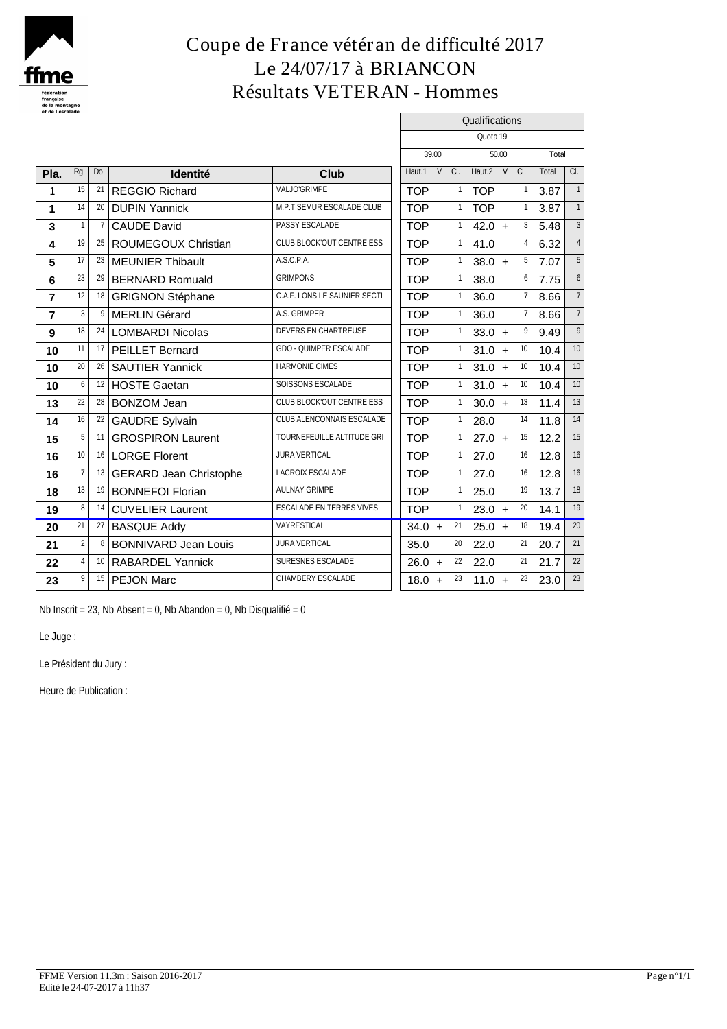# Coupe de France vétéran de difficulté 2017

## Le 24/07/17 à BRIANCON

## Résultats VETERAN - Hommes

| Pla. | Rg | Do | Identité | Club | Qualifications Quota 19 39.00 Haut.1 | V | Cl. | 50.00 Haut.2 | V | Cl. | Total | Cl. |
|---|---|---|---|---|---|---|---|---|---|---|---|---|
| 1 | 15 | 21 | REGGIO Richard | VALJO'GRIMPE | TOP | | 1 | TOP | | 1 | 3.87 | 1 |
| 1 | 14 | 20 | DUPIN Yannick | M.P.T SEMUR ESCALADE CLUB | TOP | | 1 | TOP | | 1 | 3.87 | 1 |
| 3 | 1 | 7 | CAUDE David | PASSY ESCALADE | TOP | | 1 | 42.0 | + | 3 | 5.48 | 3 |
| 4 | 19 | 25 | ROUMEGOUX Christian | CLUB BLOCK'OUT CENTRE ESS | TOP | | 1 | 41.0 | | 4 | 6.32 | 4 |
| 5 | 17 | 23 | MEUNIER Thibault | A.S.C.P.A. | TOP | | 1 | 38.0 | + | 5 | 7.07 | 5 |
| 6 | 23 | 29 | BERNARD Romuald | GRIMPONS | TOP | | 1 | 38.0 | | 6 | 7.75 | 6 |
| 7 | 12 | 18 | GRIGNON Stéphane | C.A.F. LONS LE SAUNIER SECTI | TOP | | 1 | 36.0 | | 7 | 8.66 | 7 |
| 7 | 3 | 9 | MERLIN Gérard | A.S. GRIMPER | TOP | | 1 | 36.0 | | 7 | 8.66 | 7 |
| 9 | 18 | 24 | LOMBARDI Nicolas | DEVERS EN CHARTREUSE | TOP | | 1 | 33.0 | + | 9 | 9.49 | 9 |
| 10 | 11 | 17 | PEILLET Bernard | GDO - QUIMPER ESCALADE | TOP | | 1 | 31.0 | + | 10 | 10.4 | 10 |
| 10 | 20 | 26 | SAUTIER Yannick | HARMONIE CIMES | TOP | | 1 | 31.0 | + | 10 | 10.4 | 10 |
| 10 | 6 | 12 | HOSTE Gaetan | SOISSONS ESCALADE | TOP | | 1 | 31.0 | + | 10 | 10.4 | 10 |
| 13 | 22 | 28 | BONZOM Jean | CLUB BLOCK'OUT CENTRE ESS | TOP | | 1 | 30.0 | + | 13 | 11.4 | 13 |
| 14 | 16 | 22 | GAUDRE Sylvain | CLUB ALENCONNAIS ESCALADE | TOP | | 1 | 28.0 | | 14 | 11.8 | 14 |
| 15 | 5 | 11 | GROSPIRON Laurent | TOURNEFEUILLE ALTITUDE GRI | TOP | | 1 | 27.0 | + | 15 | 12.2 | 15 |
| 16 | 10 | 16 | LORGE Florent | JURA VERTICAL | TOP | | 1 | 27.0 | | 16 | 12.8 | 16 |
| 16 | 7 | 13 | GERARD Jean Christophe | LACROIX ESCALADE | TOP | | 1 | 27.0 | | 16 | 12.8 | 16 |
| 18 | 13 | 19 | BONNEFOI Florian | AULNAY GRIMPE | TOP | | 1 | 25.0 | | 19 | 13.7 | 18 |
| 19 | 8 | 14 | CUVELIER Laurent | ESCALADE EN TERRES VIVES | TOP | | 1 | 23.0 | + | 20 | 14.1 | 19 |
| 20 | 21 | 27 | BASQUE Addy | VAYRESTICAL | 34.0 | + | 21 | 25.0 | + | 18 | 19.4 | 20 |
| 21 | 2 | 8 | BONNIVARD Jean Louis | JURA VERTICAL | 35.0 | | 20 | 22.0 | | 21 | 20.7 | 21 |
| 22 | 4 | 10 | RABARDEL Yannick | SURESNES ESCALADE | 26.0 | + | 22 | 22.0 | | 21 | 21.7 | 22 |
| 23 | 9 | 15 | PEJON Marc | CHAMBERY ESCALADE | 18.0 | + | 23 | 11.0 | + | 23 | 23.0 | 23 |

Nb Inscrit = 23, Nb Absent = 0, Nb Abandon = 0, Nb Disqualifié = 0

Le Juge :

Le Président du Jury :

Heure de Publication :

FFME Version 11.3m : Saison 2016-2017
Edité le 24-07-2017 à 11h37